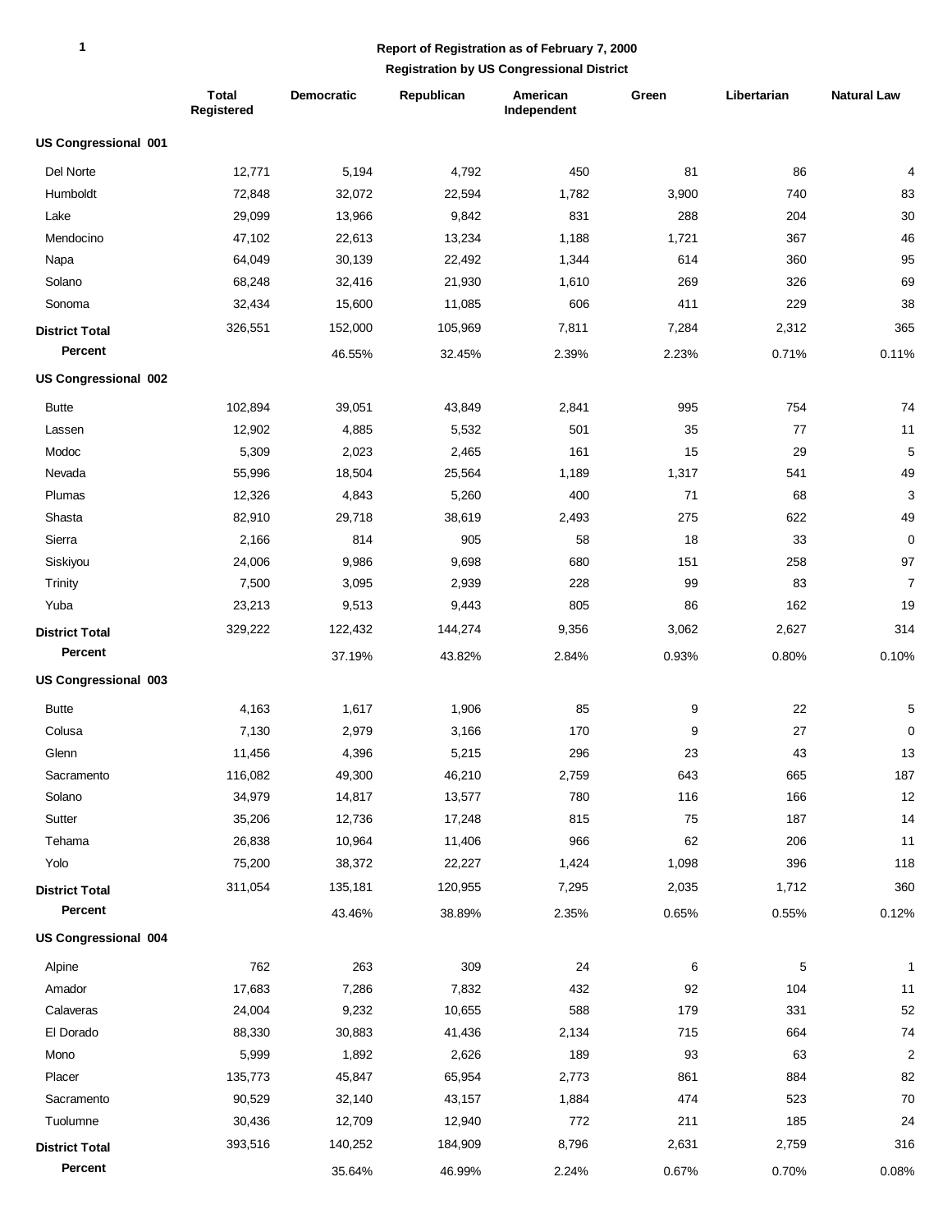## Report of Registration as of February 7, 2000

### Registration by US Congressional District

| | Total Registered | Democratic | Republican | American Independent | Green | Libertarian | Natural Law |
|---|---|---|---|---|---|---|---|
| **US Congressional 001** | | | | | | | |
| Del Norte | 12,771 | 5,194 | 4,792 | 450 | 81 | 86 | 4 |
| Humboldt | 72,848 | 32,072 | 22,594 | 1,782 | 3,900 | 740 | 83 |
| Lake | 29,099 | 13,966 | 9,842 | 831 | 288 | 204 | 30 |
| Mendocino | 47,102 | 22,613 | 13,234 | 1,188 | 1,721 | 367 | 46 |
| Napa | 64,049 | 30,139 | 22,492 | 1,344 | 614 | 360 | 95 |
| Solano | 68,248 | 32,416 | 21,930 | 1,610 | 269 | 326 | 69 |
| Sonoma | 32,434 | 15,600 | 11,085 | 606 | 411 | 229 | 38 |
| **District Total** | 326,551 | 152,000 | 105,969 | 7,811 | 7,284 | 2,312 | 365 |
| **Percent** | | 46.55% | 32.45% | 2.39% | 2.23% | 0.71% | 0.11% |
| **US Congressional 002** | | | | | | | |
| Butte | 102,894 | 39,051 | 43,849 | 2,841 | 995 | 754 | 74 |
| Lassen | 12,902 | 4,885 | 5,532 | 501 | 35 | 77 | 11 |
| Modoc | 5,309 | 2,023 | 2,465 | 161 | 15 | 29 | 5 |
| Nevada | 55,996 | 18,504 | 25,564 | 1,189 | 1,317 | 541 | 49 |
| Plumas | 12,326 | 4,843 | 5,260 | 400 | 71 | 68 | 3 |
| Shasta | 82,910 | 29,718 | 38,619 | 2,493 | 275 | 622 | 49 |
| Sierra | 2,166 | 814 | 905 | 58 | 18 | 33 | 0 |
| Siskiyou | 24,006 | 9,986 | 9,698 | 680 | 151 | 258 | 97 |
| Trinity | 7,500 | 3,095 | 2,939 | 228 | 99 | 83 | 7 |
| Yuba | 23,213 | 9,513 | 9,443 | 805 | 86 | 162 | 19 |
| **District Total** | 329,222 | 122,432 | 144,274 | 9,356 | 3,062 | 2,627 | 314 |
| **Percent** | | 37.19% | 43.82% | 2.84% | 0.93% | 0.80% | 0.10% |
| **US Congressional 003** | | | | | | | |
| Butte | 4,163 | 1,617 | 1,906 | 85 | 9 | 22 | 5 |
| Colusa | 7,130 | 2,979 | 3,166 | 170 | 9 | 27 | 0 |
| Glenn | 11,456 | 4,396 | 5,215 | 296 | 23 | 43 | 13 |
| Sacramento | 116,082 | 49,300 | 46,210 | 2,759 | 643 | 665 | 187 |
| Solano | 34,979 | 14,817 | 13,577 | 780 | 116 | 166 | 12 |
| Sutter | 35,206 | 12,736 | 17,248 | 815 | 75 | 187 | 14 |
| Tehama | 26,838 | 10,964 | 11,406 | 966 | 62 | 206 | 11 |
| Yolo | 75,200 | 38,372 | 22,227 | 1,424 | 1,098 | 396 | 118 |
| **District Total** | 311,054 | 135,181 | 120,955 | 7,295 | 2,035 | 1,712 | 360 |
| **Percent** | | 43.46% | 38.89% | 2.35% | 0.65% | 0.55% | 0.12% |
| **US Congressional 004** | | | | | | | |
| Alpine | 762 | 263 | 309 | 24 | 6 | 5 | 1 |
| Amador | 17,683 | 7,286 | 7,832 | 432 | 92 | 104 | 11 |
| Calaveras | 24,004 | 9,232 | 10,655 | 588 | 179 | 331 | 52 |
| El Dorado | 88,330 | 30,883 | 41,436 | 2,134 | 715 | 664 | 74 |
| Mono | 5,999 | 1,892 | 2,626 | 189 | 93 | 63 | 2 |
| Placer | 135,773 | 45,847 | 65,954 | 2,773 | 861 | 884 | 82 |
| Sacramento | 90,529 | 32,140 | 43,157 | 1,884 | 474 | 523 | 70 |
| Tuolumne | 30,436 | 12,709 | 12,940 | 772 | 211 | 185 | 24 |
| **District Total** | 393,516 | 140,252 | 184,909 | 8,796 | 2,631 | 2,759 | 316 |
| **Percent** | | 35.64% | 46.99% | 2.24% | 0.67% | 0.70% | 0.08% |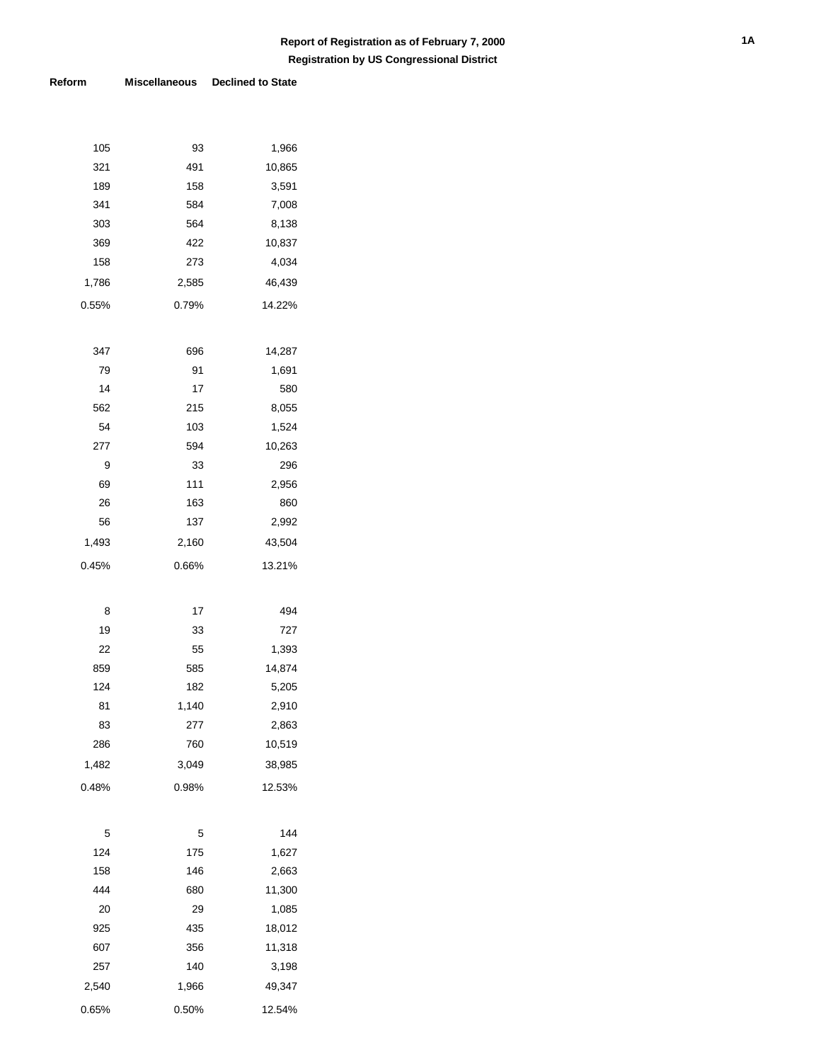**Report of Registration as of February 7, 2000**

**Registration by US Congressional District**

| Reform | Miscellaneous | Declined to State |
|---|---|---|
| 105 | 93 | 1,966 |
| 321 | 491 | 10,865 |
| 189 | 158 | 3,591 |
| 341 | 584 | 7,008 |
| 303 | 564 | 8,138 |
| 369 | 422 | 10,837 |
| 158 | 273 | 4,034 |
| 1,786 | 2,585 | 46,439 |
| 0.55% | 0.79% | 14.22% |
| | | |
| 347 | 696 | 14,287 |
| 79 | 91 | 1,691 |
| 14 | 17 | 580 |
| 562 | 215 | 8,055 |
| 54 | 103 | 1,524 |
| 277 | 594 | 10,263 |
| 9 | 33 | 296 |
| 69 | 111 | 2,956 |
| 26 | 163 | 860 |
| 56 | 137 | 2,992 |
| 1,493 | 2,160 | 43,504 |
| 0.45% | 0.66% | 13.21% |
| | | |
| 8 | 17 | 494 |
| 19 | 33 | 727 |
| 22 | 55 | 1,393 |
| 859 | 585 | 14,874 |
| 124 | 182 | 5,205 |
| 81 | 1,140 | 2,910 |
| 83 | 277 | 2,863 |
| 286 | 760 | 10,519 |
| 1,482 | 3,049 | 38,985 |
| 0.48% | 0.98% | 12.53% |
| | | |
| 5 | 5 | 144 |
| 124 | 175 | 1,627 |
| 158 | 146 | 2,663 |
| 444 | 680 | 11,300 |
| 20 | 29 | 1,085 |
| 925 | 435 | 18,012 |
| 607 | 356 | 11,318 |
| 257 | 140 | 3,198 |
| 2,540 | 1,966 | 49,347 |
| 0.65% | 0.50% | 12.54% |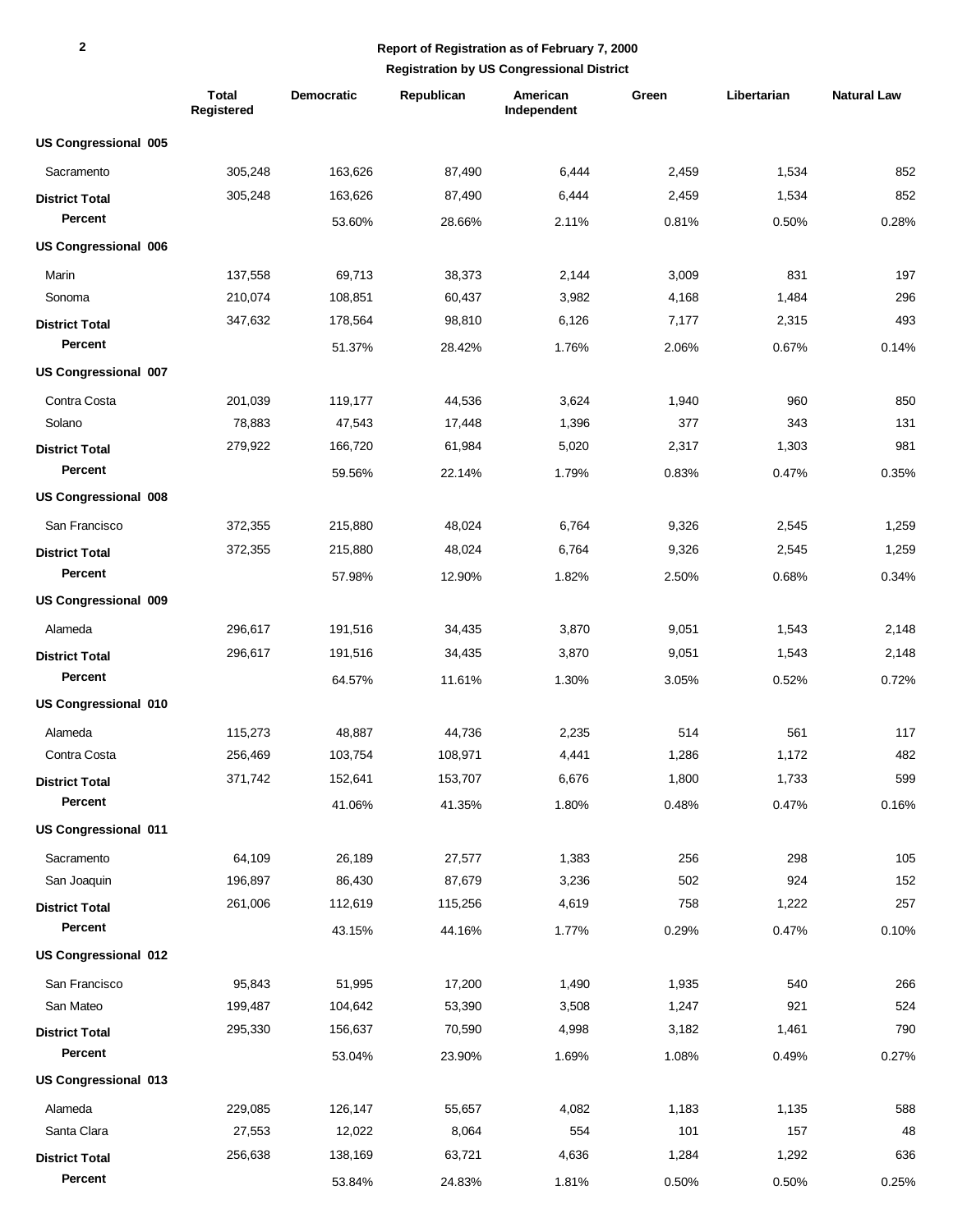**Report of Registration as of February 7, 2000**

**Registration by US Congressional District**

| | Total Registered | Democratic | Republican | American Independent | Green | Libertarian | Natural Law |
|---|---|---|---|---|---|---|---|
| **US Congressional 005** | | | | | | | |
| Sacramento | 305,248 | 163,626 | 87,490 | 6,444 | 2,459 | 1,534 | 852 |
| **District Total** | 305,248 | 163,626 | 87,490 | 6,444 | 2,459 | 1,534 | 852 |
| **Percent** | | 53.60% | 28.66% | 2.11% | 0.81% | 0.50% | 0.28% |
| **US Congressional 006** | | | | | | | |
| Marin | 137,558 | 69,713 | 38,373 | 2,144 | 3,009 | 831 | 197 |
| Sonoma | 210,074 | 108,851 | 60,437 | 3,982 | 4,168 | 1,484 | 296 |
| **District Total** | 347,632 | 178,564 | 98,810 | 6,126 | 7,177 | 2,315 | 493 |
| **Percent** | | 51.37% | 28.42% | 1.76% | 2.06% | 0.67% | 0.14% |
| **US Congressional 007** | | | | | | | |
| Contra Costa | 201,039 | 119,177 | 44,536 | 3,624 | 1,940 | 960 | 850 |
| Solano | 78,883 | 47,543 | 17,448 | 1,396 | 377 | 343 | 131 |
| **District Total** | 279,922 | 166,720 | 61,984 | 5,020 | 2,317 | 1,303 | 981 |
| **Percent** | | 59.56% | 22.14% | 1.79% | 0.83% | 0.47% | 0.35% |
| **US Congressional 008** | | | | | | | |
| San Francisco | 372,355 | 215,880 | 48,024 | 6,764 | 9,326 | 2,545 | 1,259 |
| **District Total** | 372,355 | 215,880 | 48,024 | 6,764 | 9,326 | 2,545 | 1,259 |
| **Percent** | | 57.98% | 12.90% | 1.82% | 2.50% | 0.68% | 0.34% |
| **US Congressional 009** | | | | | | | |
| Alameda | 296,617 | 191,516 | 34,435 | 3,870 | 9,051 | 1,543 | 2,148 |
| **District Total** | 296,617 | 191,516 | 34,435 | 3,870 | 9,051 | 1,543 | 2,148 |
| **Percent** | | 64.57% | 11.61% | 1.30% | 3.05% | 0.52% | 0.72% |
| **US Congressional 010** | | | | | | | |
| Alameda | 115,273 | 48,887 | 44,736 | 2,235 | 514 | 561 | 117 |
| Contra Costa | 256,469 | 103,754 | 108,971 | 4,441 | 1,286 | 1,172 | 482 |
| **District Total** | 371,742 | 152,641 | 153,707 | 6,676 | 1,800 | 1,733 | 599 |
| **Percent** | | 41.06% | 41.35% | 1.80% | 0.48% | 0.47% | 0.16% |
| **US Congressional 011** | | | | | | | |
| Sacramento | 64,109 | 26,189 | 27,577 | 1,383 | 256 | 298 | 105 |
| San Joaquin | 196,897 | 86,430 | 87,679 | 3,236 | 502 | 924 | 152 |
| **District Total** | 261,006 | 112,619 | 115,256 | 4,619 | 758 | 1,222 | 257 |
| **Percent** | | 43.15% | 44.16% | 1.77% | 0.29% | 0.47% | 0.10% |
| **US Congressional 012** | | | | | | | |
| San Francisco | 95,843 | 51,995 | 17,200 | 1,490 | 1,935 | 540 | 266 |
| San Mateo | 199,487 | 104,642 | 53,390 | 3,508 | 1,247 | 921 | 524 |
| **District Total** | 295,330 | 156,637 | 70,590 | 4,998 | 3,182 | 1,461 | 790 |
| **Percent** | | 53.04% | 23.90% | 1.69% | 1.08% | 0.49% | 0.27% |
| **US Congressional 013** | | | | | | | |
| Alameda | 229,085 | 126,147 | 55,657 | 4,082 | 1,183 | 1,135 | 588 |
| Santa Clara | 27,553 | 12,022 | 8,064 | 554 | 101 | 157 | 48 |
| **District Total** | 256,638 | 138,169 | 63,721 | 4,636 | 1,284 | 1,292 | 636 |
| **Percent** | | 53.84% | 24.83% | 1.81% | 0.50% | 0.50% | 0.25% |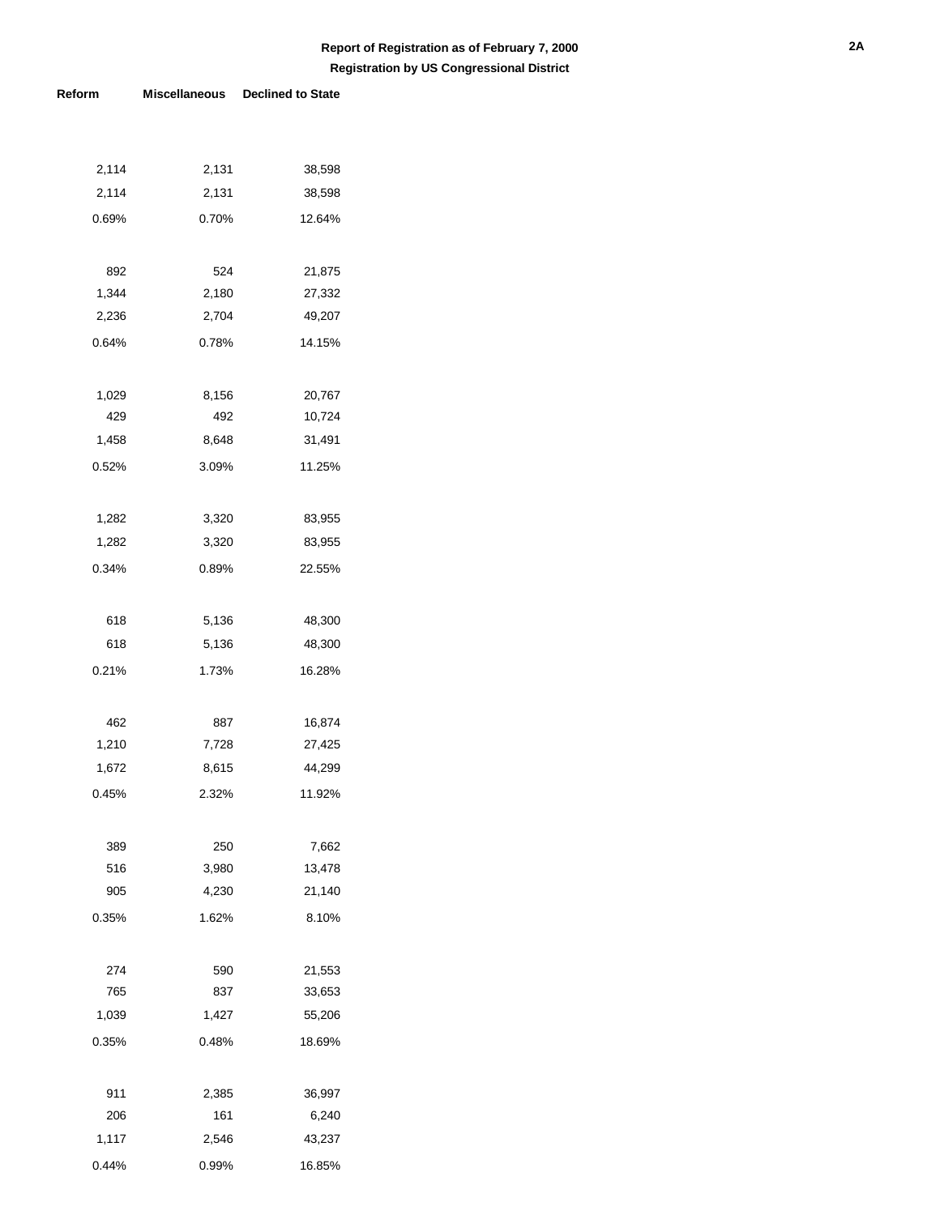**Report of Registration as of February 7, 2000**

**Registration by US Congressional District**

| Reform | Miscellaneous | Declined to State |
|---|---|---|
| 2,114 | 2,131 | 38,598 |
| 2,114 | 2,131 | 38,598 |
| 0.69% | 0.70% | 12.64% |
| | | |
| 892 | 524 | 21,875 |
| 1,344 | 2,180 | 27,332 |
| 2,236 | 2,704 | 49,207 |
| 0.64% | 0.78% | 14.15% |
| | | |
| 1,029 | 8,156 | 20,767 |
| 429 | 492 | 10,724 |
| 1,458 | 8,648 | 31,491 |
| 0.52% | 3.09% | 11.25% |
| | | |
| 1,282 | 3,320 | 83,955 |
| 1,282 | 3,320 | 83,955 |
| 0.34% | 0.89% | 22.55% |
| | | |
| 618 | 5,136 | 48,300 |
| 618 | 5,136 | 48,300 |
| 0.21% | 1.73% | 16.28% |
| | | |
| 462 | 887 | 16,874 |
| 1,210 | 7,728 | 27,425 |
| 1,672 | 8,615 | 44,299 |
| 0.45% | 2.32% | 11.92% |
| | | |
| 389 | 250 | 7,662 |
| 516 | 3,980 | 13,478 |
| 905 | 4,230 | 21,140 |
| 0.35% | 1.62% | 8.10% |
| | | |
| 274 | 590 | 21,553 |
| 765 | 837 | 33,653 |
| 1,039 | 1,427 | 55,206 |
| 0.35% | 0.48% | 18.69% |
| | | |
| 911 | 2,385 | 36,997 |
| 206 | 161 | 6,240 |
| 1,117 | 2,546 | 43,237 |
| 0.44% | 0.99% | 16.85% |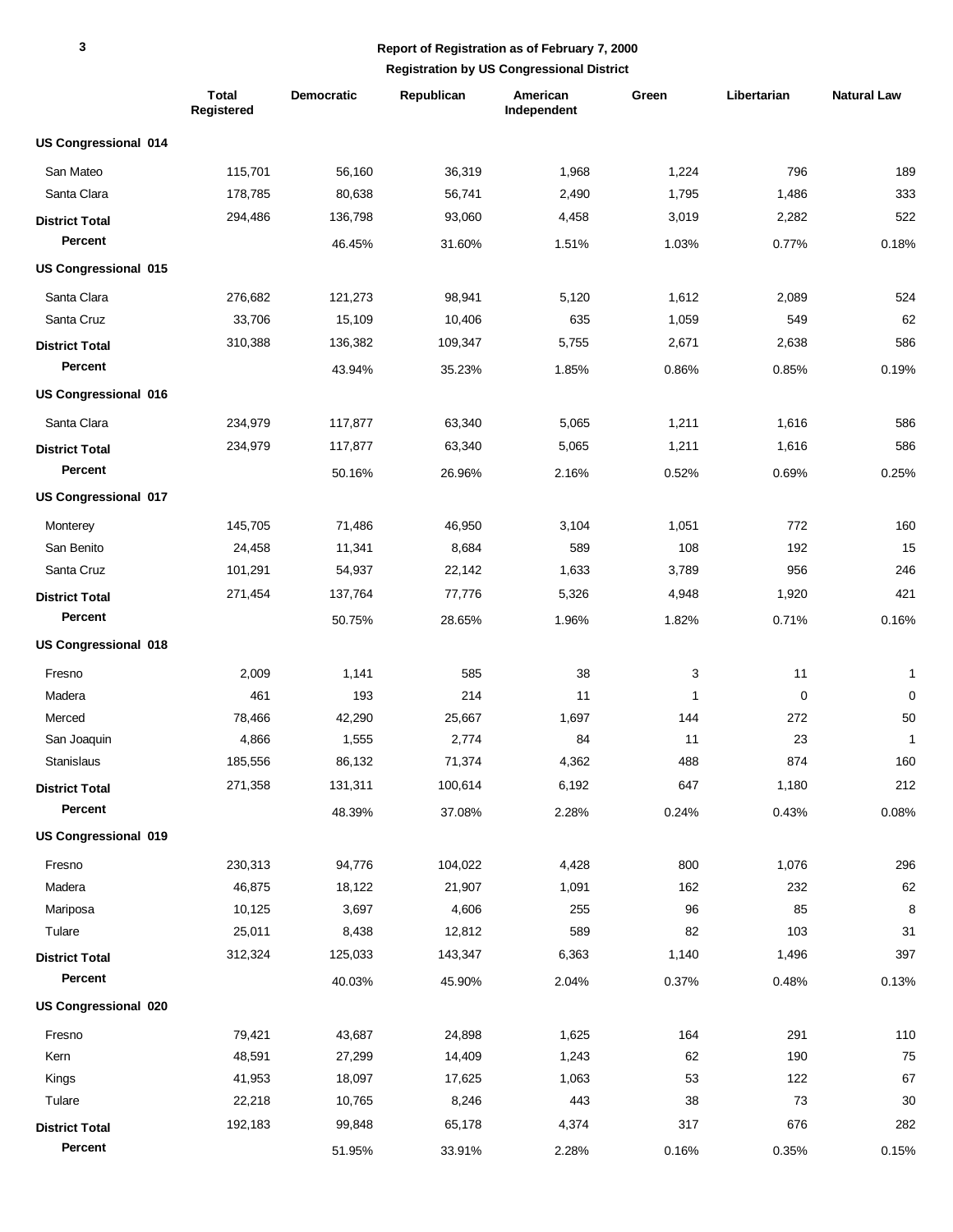**Report of Registration as of February 7, 2000**

**Registration by US Congressional District**

| | Total Registered | Democratic | Republican | American Independent | Green | Libertarian | Natural Law |
|---|---|---|---|---|---|---|---|
| **US Congressional 014** | | | | | | | |
| San Mateo | 115,701 | 56,160 | 36,319 | 1,968 | 1,224 | 796 | 189 |
| Santa Clara | 178,785 | 80,638 | 56,741 | 2,490 | 1,795 | 1,486 | 333 |
| **District Total** | 294,486 | 136,798 | 93,060 | 4,458 | 3,019 | 2,282 | 522 |
| **Percent** | | 46.45% | 31.60% | 1.51% | 1.03% | 0.77% | 0.18% |
| **US Congressional 015** | | | | | | | |
| Santa Clara | 276,682 | 121,273 | 98,941 | 5,120 | 1,612 | 2,089 | 524 |
| Santa Cruz | 33,706 | 15,109 | 10,406 | 635 | 1,059 | 549 | 62 |
| **District Total** | 310,388 | 136,382 | 109,347 | 5,755 | 2,671 | 2,638 | 586 |
| **Percent** | | 43.94% | 35.23% | 1.85% | 0.86% | 0.85% | 0.19% |
| **US Congressional 016** | | | | | | | |
| Santa Clara | 234,979 | 117,877 | 63,340 | 5,065 | 1,211 | 1,616 | 586 |
| **District Total** | 234,979 | 117,877 | 63,340 | 5,065 | 1,211 | 1,616 | 586 |
| **Percent** | | 50.16% | 26.96% | 2.16% | 0.52% | 0.69% | 0.25% |
| **US Congressional 017** | | | | | | | |
| Monterey | 145,705 | 71,486 | 46,950 | 3,104 | 1,051 | 772 | 160 |
| San Benito | 24,458 | 11,341 | 8,684 | 589 | 108 | 192 | 15 |
| Santa Cruz | 101,291 | 54,937 | 22,142 | 1,633 | 3,789 | 956 | 246 |
| **District Total** | 271,454 | 137,764 | 77,776 | 5,326 | 4,948 | 1,920 | 421 |
| **Percent** | | 50.75% | 28.65% | 1.96% | 1.82% | 0.71% | 0.16% |
| **US Congressional 018** | | | | | | | |
| Fresno | 2,009 | 1,141 | 585 | 38 | 3 | 11 | 1 |
| Madera | 461 | 193 | 214 | 11 | 1 | 0 | 0 |
| Merced | 78,466 | 42,290 | 25,667 | 1,697 | 144 | 272 | 50 |
| San Joaquin | 4,866 | 1,555 | 2,774 | 84 | 11 | 23 | 1 |
| Stanislaus | 185,556 | 86,132 | 71,374 | 4,362 | 488 | 874 | 160 |
| **District Total** | 271,358 | 131,311 | 100,614 | 6,192 | 647 | 1,180 | 212 |
| **Percent** | | 48.39% | 37.08% | 2.28% | 0.24% | 0.43% | 0.08% |
| **US Congressional 019** | | | | | | | |
| Fresno | 230,313 | 94,776 | 104,022 | 4,428 | 800 | 1,076 | 296 |
| Madera | 46,875 | 18,122 | 21,907 | 1,091 | 162 | 232 | 62 |
| Mariposa | 10,125 | 3,697 | 4,606 | 255 | 96 | 85 | 8 |
| Tulare | 25,011 | 8,438 | 12,812 | 589 | 82 | 103 | 31 |
| **District Total** | 312,324 | 125,033 | 143,347 | 6,363 | 1,140 | 1,496 | 397 |
| **Percent** | | 40.03% | 45.90% | 2.04% | 0.37% | 0.48% | 0.13% |
| **US Congressional 020** | | | | | | | |
| Fresno | 79,421 | 43,687 | 24,898 | 1,625 | 164 | 291 | 110 |
| Kern | 48,591 | 27,299 | 14,409 | 1,243 | 62 | 190 | 75 |
| Kings | 41,953 | 18,097 | 17,625 | 1,063 | 53 | 122 | 67 |
| Tulare | 22,218 | 10,765 | 8,246 | 443 | 38 | 73 | 30 |
| **District Total** | 192,183 | 99,848 | 65,178 | 4,374 | 317 | 676 | 282 |
| **Percent** | | 51.95% | 33.91% | 2.28% | 0.16% | 0.35% | 0.15% |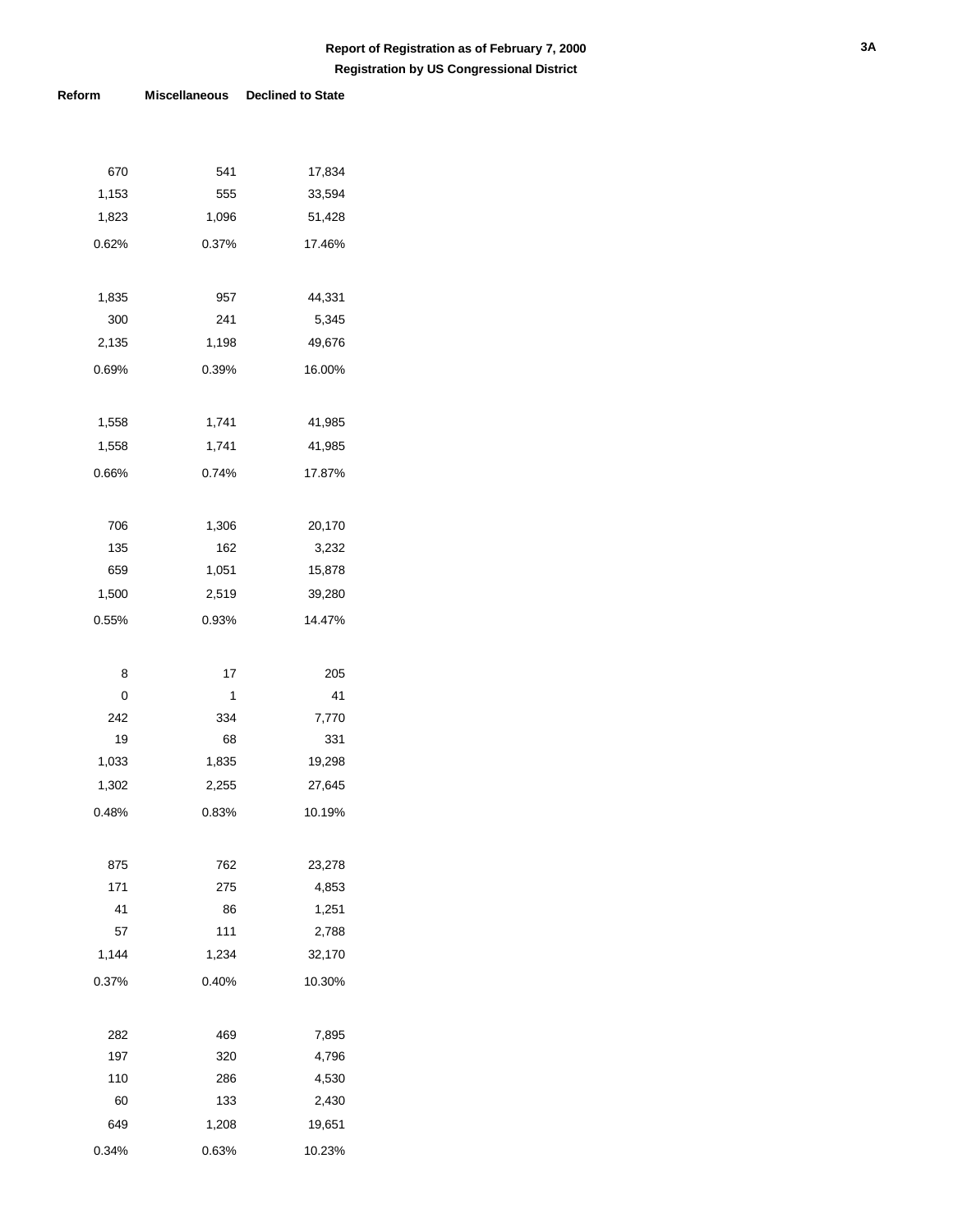**Report of Registration as of February 7, 2000**

**Registration by US Congressional District**

| Reform | Miscellaneous | Declined to State |
|---|---|---|
| | | |
| 670 | 541 | 17,834 |
| 1,153 | 555 | 33,594 |
| 1,823 | 1,096 | 51,428 |
| 0.62% | 0.37% | 17.46% |
| | | |
| 1,835 | 957 | 44,331 |
| 300 | 241 | 5,345 |
| 2,135 | 1,198 | 49,676 |
| 0.69% | 0.39% | 16.00% |
| | | |
| 1,558 | 1,741 | 41,985 |
| 1,558 | 1,741 | 41,985 |
| 0.66% | 0.74% | 17.87% |
| | | |
| 706 | 1,306 | 20,170 |
| 135 | 162 | 3,232 |
| 659 | 1,051 | 15,878 |
| 1,500 | 2,519 | 39,280 |
| 0.55% | 0.93% | 14.47% |
| | | |
| 8 | 17 | 205 |
| 0 | 1 | 41 |
| 242 | 334 | 7,770 |
| 19 | 68 | 331 |
| 1,033 | 1,835 | 19,298 |
| 1,302 | 2,255 | 27,645 |
| 0.48% | 0.83% | 10.19% |
| | | |
| 875 | 762 | 23,278 |
| 171 | 275 | 4,853 |
| 41 | 86 | 1,251 |
| 57 | 111 | 2,788 |
| 1,144 | 1,234 | 32,170 |
| 0.37% | 0.40% | 10.30% |
| | | |
| 282 | 469 | 7,895 |
| 197 | 320 | 4,796 |
| 110 | 286 | 4,530 |
| 60 | 133 | 2,430 |
| 649 | 1,208 | 19,651 |
| 0.34% | 0.63% | 10.23% |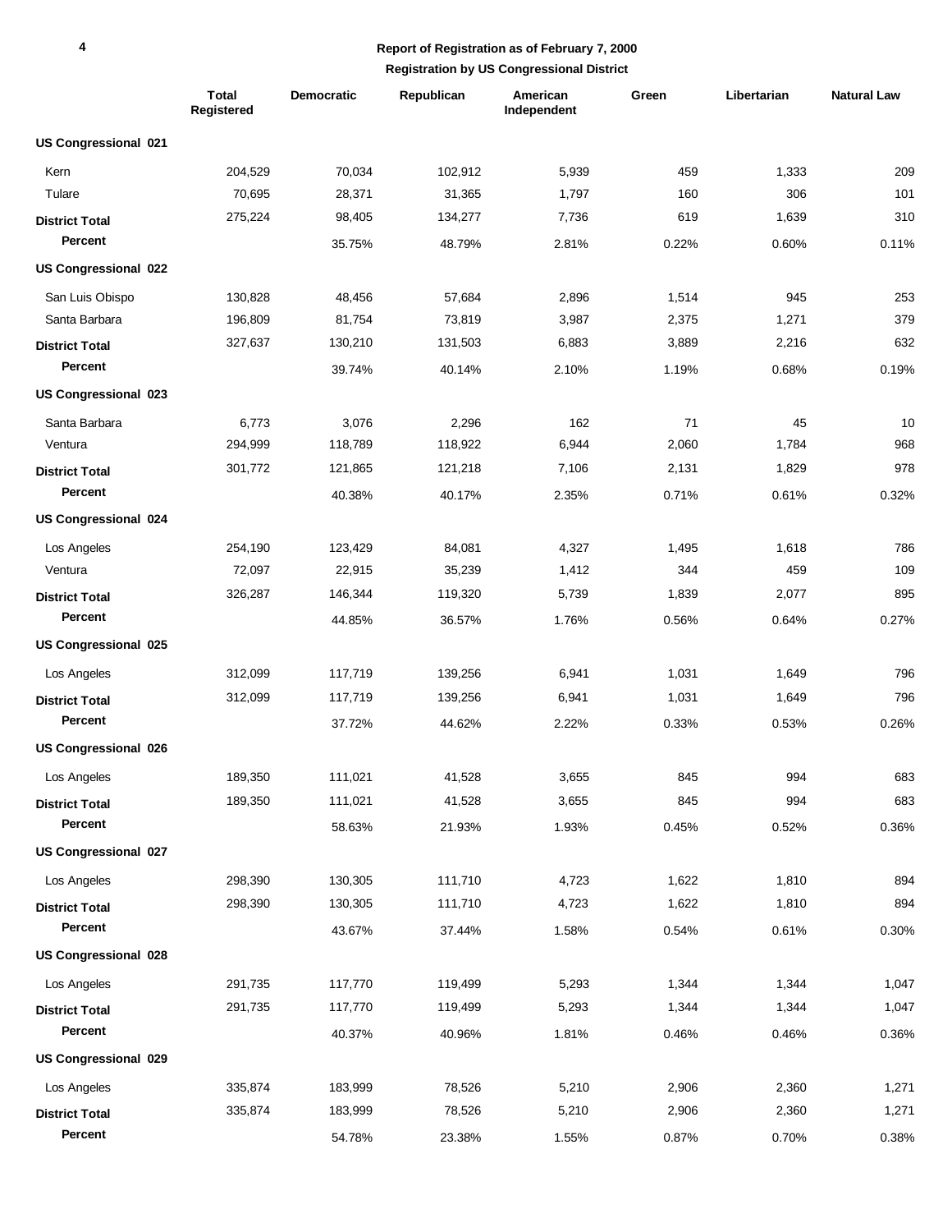**Report of Registration as of February 7, 2000**

**Registration by US Congressional District**

| | Total Registered | Democratic | Republican | American Independent | Green | Libertarian | Natural Law |
|---|---|---|---|---|---|---|---|
| **US Congressional 021** | | | | | | | |
| Kern | 204,529 | 70,034 | 102,912 | 5,939 | 459 | 1,333 | 209 |
| Tulare | 70,695 | 28,371 | 31,365 | 1,797 | 160 | 306 | 101 |
| **District Total** | 275,224 | 98,405 | 134,277 | 7,736 | 619 | 1,639 | 310 |
| **Percent** | | 35.75% | 48.79% | 2.81% | 0.22% | 0.60% | 0.11% |
| **US Congressional 022** | | | | | | | |
| San Luis Obispo | 130,828 | 48,456 | 57,684 | 2,896 | 1,514 | 945 | 253 |
| Santa Barbara | 196,809 | 81,754 | 73,819 | 3,987 | 2,375 | 1,271 | 379 |
| **District Total** | 327,637 | 130,210 | 131,503 | 6,883 | 3,889 | 2,216 | 632 |
| **Percent** | | 39.74% | 40.14% | 2.10% | 1.19% | 0.68% | 0.19% |
| **US Congressional 023** | | | | | | | |
| Santa Barbara | 6,773 | 3,076 | 2,296 | 162 | 71 | 45 | 10 |
| Ventura | 294,999 | 118,789 | 118,922 | 6,944 | 2,060 | 1,784 | 968 |
| **District Total** | 301,772 | 121,865 | 121,218 | 7,106 | 2,131 | 1,829 | 978 |
| **Percent** | | 40.38% | 40.17% | 2.35% | 0.71% | 0.61% | 0.32% |
| **US Congressional 024** | | | | | | | |
| Los Angeles | 254,190 | 123,429 | 84,081 | 4,327 | 1,495 | 1,618 | 786 |
| Ventura | 72,097 | 22,915 | 35,239 | 1,412 | 344 | 459 | 109 |
| **District Total** | 326,287 | 146,344 | 119,320 | 5,739 | 1,839 | 2,077 | 895 |
| **Percent** | | 44.85% | 36.57% | 1.76% | 0.56% | 0.64% | 0.27% |
| **US Congressional 025** | | | | | | | |
| Los Angeles | 312,099 | 117,719 | 139,256 | 6,941 | 1,031 | 1,649 | 796 |
| **District Total** | 312,099 | 117,719 | 139,256 | 6,941 | 1,031 | 1,649 | 796 |
| **Percent** | | 37.72% | 44.62% | 2.22% | 0.33% | 0.53% | 0.26% |
| **US Congressional 026** | | | | | | | |
| Los Angeles | 189,350 | 111,021 | 41,528 | 3,655 | 845 | 994 | 683 |
| **District Total** | 189,350 | 111,021 | 41,528 | 3,655 | 845 | 994 | 683 |
| **Percent** | | 58.63% | 21.93% | 1.93% | 0.45% | 0.52% | 0.36% |
| **US Congressional 027** | | | | | | | |
| Los Angeles | 298,390 | 130,305 | 111,710 | 4,723 | 1,622 | 1,810 | 894 |
| **District Total** | 298,390 | 130,305 | 111,710 | 4,723 | 1,622 | 1,810 | 894 |
| **Percent** | | 43.67% | 37.44% | 1.58% | 0.54% | 0.61% | 0.30% |
| **US Congressional 028** | | | | | | | |
| Los Angeles | 291,735 | 117,770 | 119,499 | 5,293 | 1,344 | 1,344 | 1,047 |
| **District Total** | 291,735 | 117,770 | 119,499 | 5,293 | 1,344 | 1,344 | 1,047 |
| **Percent** | | 40.37% | 40.96% | 1.81% | 0.46% | 0.46% | 0.36% |
| **US Congressional 029** | | | | | | | |
| Los Angeles | 335,874 | 183,999 | 78,526 | 5,210 | 2,906 | 2,360 | 1,271 |
| **District Total** | 335,874 | 183,999 | 78,526 | 5,210 | 2,906 | 2,360 | 1,271 |
| **Percent** | | 54.78% | 23.38% | 1.55% | 0.87% | 0.70% | 0.38% |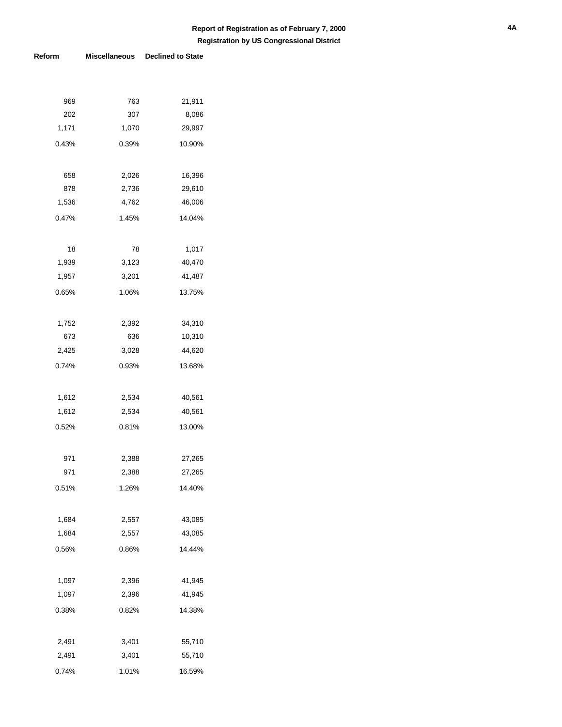**Report of Registration as of February 7, 2000**

**Registration by US Congressional District**

| Reform | Miscellaneous | Declined to State |
|---|---|---|
| 969 | 763 | 21,911 |
| 202 | 307 | 8,086 |
| 1,171 | 1,070 | 29,997 |
| 0.43% | 0.39% | 10.90% |
| | | |
| 658 | 2,026 | 16,396 |
| 878 | 2,736 | 29,610 |
| 1,536 | 4,762 | 46,006 |
| 0.47% | 1.45% | 14.04% |
| | | |
| 18 | 78 | 1,017 |
| 1,939 | 3,123 | 40,470 |
| 1,957 | 3,201 | 41,487 |
| 0.65% | 1.06% | 13.75% |
| | | |
| 1,752 | 2,392 | 34,310 |
| 673 | 636 | 10,310 |
| 2,425 | 3,028 | 44,620 |
| 0.74% | 0.93% | 13.68% |
| | | |
| 1,612 | 2,534 | 40,561 |
| 1,612 | 2,534 | 40,561 |
| 0.52% | 0.81% | 13.00% |
| | | |
| 971 | 2,388 | 27,265 |
| 971 | 2,388 | 27,265 |
| 0.51% | 1.26% | 14.40% |
| | | |
| 1,684 | 2,557 | 43,085 |
| 1,684 | 2,557 | 43,085 |
| 0.56% | 0.86% | 14.44% |
| | | |
| 1,097 | 2,396 | 41,945 |
| 1,097 | 2,396 | 41,945 |
| 0.38% | 0.82% | 14.38% |
| | | |
| 2,491 | 3,401 | 55,710 |
| 2,491 | 3,401 | 55,710 |
| 0.74% | 1.01% | 16.59% |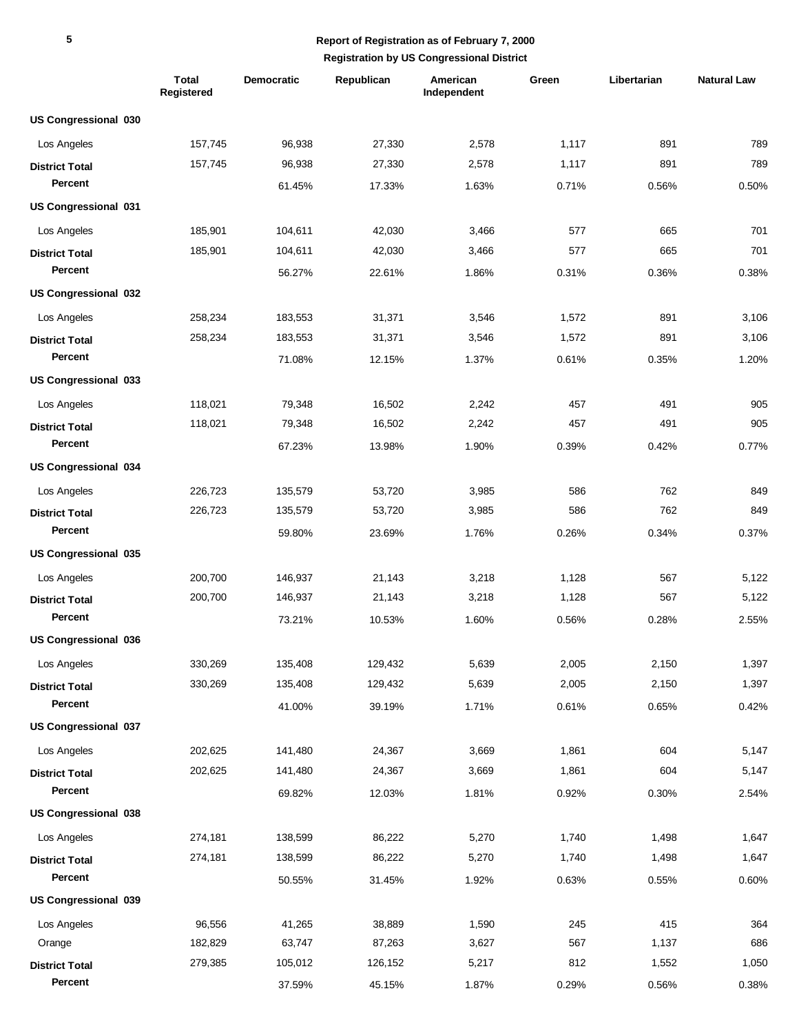**Report of Registration as of February 7, 2000**

**Registration by US Congressional District**

| | Total Registered | Democratic | Republican | American Independent | Green | Libertarian | Natural Law |
|---|---|---|---|---|---|---|---|
| **US Congressional 030** | | | | | | | |
| Los Angeles | 157,745 | 96,938 | 27,330 | 2,578 | 1,117 | 891 | 789 |
| **District Total** | 157,745 | 96,938 | 27,330 | 2,578 | 1,117 | 891 | 789 |
| **Percent** | | 61.45% | 17.33% | 1.63% | 0.71% | 0.56% | 0.50% |
| **US Congressional 031** | | | | | | | |
| Los Angeles | 185,901 | 104,611 | 42,030 | 3,466 | 577 | 665 | 701 |
| **District Total** | 185,901 | 104,611 | 42,030 | 3,466 | 577 | 665 | 701 |
| **Percent** | | 56.27% | 22.61% | 1.86% | 0.31% | 0.36% | 0.38% |
| **US Congressional 032** | | | | | | | |
| Los Angeles | 258,234 | 183,553 | 31,371 | 3,546 | 1,572 | 891 | 3,106 |
| **District Total** | 258,234 | 183,553 | 31,371 | 3,546 | 1,572 | 891 | 3,106 |
| **Percent** | | 71.08% | 12.15% | 1.37% | 0.61% | 0.35% | 1.20% |
| **US Congressional 033** | | | | | | | |
| Los Angeles | 118,021 | 79,348 | 16,502 | 2,242 | 457 | 491 | 905 |
| **District Total** | 118,021 | 79,348 | 16,502 | 2,242 | 457 | 491 | 905 |
| **Percent** | | 67.23% | 13.98% | 1.90% | 0.39% | 0.42% | 0.77% |
| **US Congressional 034** | | | | | | | |
| Los Angeles | 226,723 | 135,579 | 53,720 | 3,985 | 586 | 762 | 849 |
| **District Total** | 226,723 | 135,579 | 53,720 | 3,985 | 586 | 762 | 849 |
| **Percent** | | 59.80% | 23.69% | 1.76% | 0.26% | 0.34% | 0.37% |
| **US Congressional 035** | | | | | | | |
| Los Angeles | 200,700 | 146,937 | 21,143 | 3,218 | 1,128 | 567 | 5,122 |
| **District Total** | 200,700 | 146,937 | 21,143 | 3,218 | 1,128 | 567 | 5,122 |
| **Percent** | | 73.21% | 10.53% | 1.60% | 0.56% | 0.28% | 2.55% |
| **US Congressional 036** | | | | | | | |
| Los Angeles | 330,269 | 135,408 | 129,432 | 5,639 | 2,005 | 2,150 | 1,397 |
| **District Total** | 330,269 | 135,408 | 129,432 | 5,639 | 2,005 | 2,150 | 1,397 |
| **Percent** | | 41.00% | 39.19% | 1.71% | 0.61% | 0.65% | 0.42% |
| **US Congressional 037** | | | | | | | |
| Los Angeles | 202,625 | 141,480 | 24,367 | 3,669 | 1,861 | 604 | 5,147 |
| **District Total** | 202,625 | 141,480 | 24,367 | 3,669 | 1,861 | 604 | 5,147 |
| **Percent** | | 69.82% | 12.03% | 1.81% | 0.92% | 0.30% | 2.54% |
| **US Congressional 038** | | | | | | | |
| Los Angeles | 274,181 | 138,599 | 86,222 | 5,270 | 1,740 | 1,498 | 1,647 |
| **District Total** | 274,181 | 138,599 | 86,222 | 5,270 | 1,740 | 1,498 | 1,647 |
| **Percent** | | 50.55% | 31.45% | 1.92% | 0.63% | 0.55% | 0.60% |
| **US Congressional 039** | | | | | | | |
| Los Angeles | 96,556 | 41,265 | 38,889 | 1,590 | 245 | 415 | 364 |
| Orange | 182,829 | 63,747 | 87,263 | 3,627 | 567 | 1,137 | 686 |
| **District Total** | 279,385 | 105,012 | 126,152 | 5,217 | 812 | 1,552 | 1,050 |
| **Percent** | | 37.59% | 45.15% | 1.87% | 0.29% | 0.56% | 0.38% |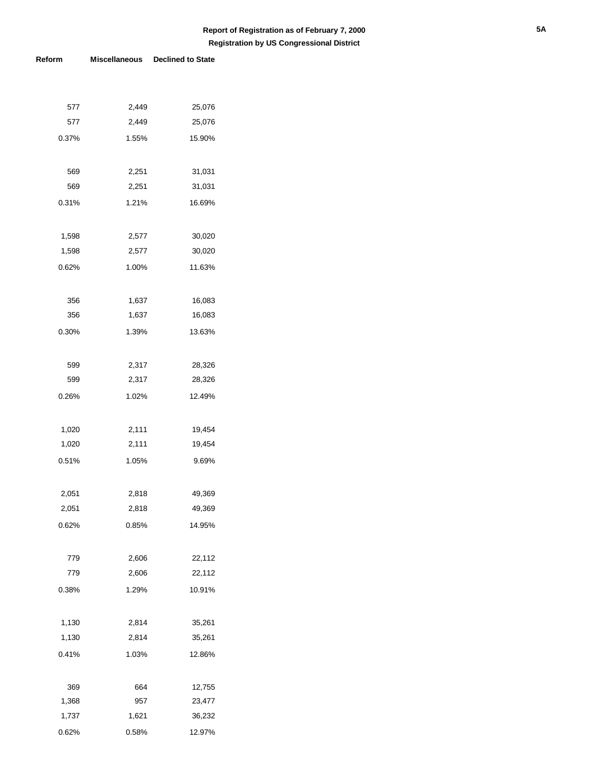## Report of Registration as of February 7, 2000

### Registration by US Congressional District

| Reform | Miscellaneous | Declined to State |
|---|---|---|
| 577 | 2,449 | 25,076 |
| 577 | 2,449 | 25,076 |
| 0.37% | 1.55% | 15.90% |
| | | |
| 569 | 2,251 | 31,031 |
| 569 | 2,251 | 31,031 |
| 0.31% | 1.21% | 16.69% |
| | | |
| 1,598 | 2,577 | 30,020 |
| 1,598 | 2,577 | 30,020 |
| 0.62% | 1.00% | 11.63% |
| | | |
| 356 | 1,637 | 16,083 |
| 356 | 1,637 | 16,083 |
| 0.30% | 1.39% | 13.63% |
| | | |
| 599 | 2,317 | 28,326 |
| 599 | 2,317 | 28,326 |
| 0.26% | 1.02% | 12.49% |
| | | |
| 1,020 | 2,111 | 19,454 |
| 1,020 | 2,111 | 19,454 |
| 0.51% | 1.05% | 9.69% |
| | | |
| 2,051 | 2,818 | 49,369 |
| 2,051 | 2,818 | 49,369 |
| 0.62% | 0.85% | 14.95% |
| | | |
| 779 | 2,606 | 22,112 |
| 779 | 2,606 | 22,112 |
| 0.38% | 1.29% | 10.91% |
| | | |
| 1,130 | 2,814 | 35,261 |
| 1,130 | 2,814 | 35,261 |
| 0.41% | 1.03% | 12.86% |
| | | |
| 369 | 664 | 12,755 |
| 1,368 | 957 | 23,477 |
| 1,737 | 1,621 | 36,232 |
| 0.62% | 0.58% | 12.97% |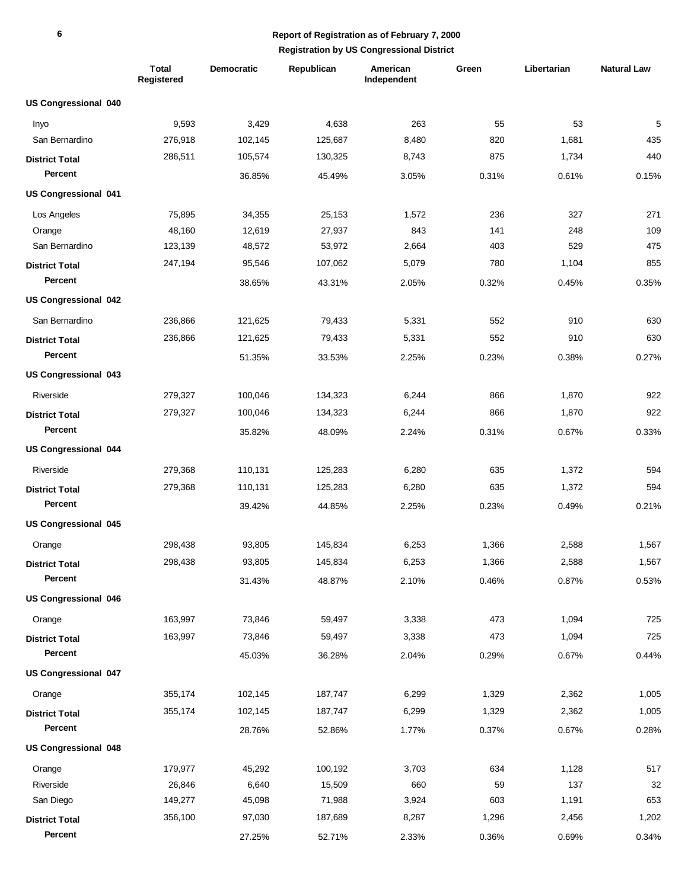**Report of Registration as of February 7, 2000**

**Registration by US Congressional District**

| | Total Registered | Democratic | Republican | American Independent | Green | Libertarian | Natural Law |
|---|---|---|---|---|---|---|---|
| **US Congressional 040** | | | | | | | |
| Inyo | 9,593 | 3,429 | 4,638 | 263 | 55 | 53 | 5 |
| San Bernardino | 276,918 | 102,145 | 125,687 | 8,480 | 820 | 1,681 | 435 |
| **District Total** | 286,511 | 105,574 | 130,325 | 8,743 | 875 | 1,734 | 440 |
| **Percent** | | 36.85% | 45.49% | 3.05% | 0.31% | 0.61% | 0.15% |
| **US Congressional 041** | | | | | | | |
| Los Angeles | 75,895 | 34,355 | 25,153 | 1,572 | 236 | 327 | 271 |
| Orange | 48,160 | 12,619 | 27,937 | 843 | 141 | 248 | 109 |
| San Bernardino | 123,139 | 48,572 | 53,972 | 2,664 | 403 | 529 | 475 |
| **District Total** | 247,194 | 95,546 | 107,062 | 5,079 | 780 | 1,104 | 855 |
| **Percent** | | 38.65% | 43.31% | 2.05% | 0.32% | 0.45% | 0.35% |
| **US Congressional 042** | | | | | | | |
| San Bernardino | 236,866 | 121,625 | 79,433 | 5,331 | 552 | 910 | 630 |
| **District Total** | 236,866 | 121,625 | 79,433 | 5,331 | 552 | 910 | 630 |
| **Percent** | | 51.35% | 33.53% | 2.25% | 0.23% | 0.38% | 0.27% |
| **US Congressional 043** | | | | | | | |
| Riverside | 279,327 | 100,046 | 134,323 | 6,244 | 866 | 1,870 | 922 |
| **District Total** | 279,327 | 100,046 | 134,323 | 6,244 | 866 | 1,870 | 922 |
| **Percent** | | 35.82% | 48.09% | 2.24% | 0.31% | 0.67% | 0.33% |
| **US Congressional 044** | | | | | | | |
| Riverside | 279,368 | 110,131 | 125,283 | 6,280 | 635 | 1,372 | 594 |
| **District Total** | 279,368 | 110,131 | 125,283 | 6,280 | 635 | 1,372 | 594 |
| **Percent** | | 39.42% | 44.85% | 2.25% | 0.23% | 0.49% | 0.21% |
| **US Congressional 045** | | | | | | | |
| Orange | 298,438 | 93,805 | 145,834 | 6,253 | 1,366 | 2,588 | 1,567 |
| **District Total** | 298,438 | 93,805 | 145,834 | 6,253 | 1,366 | 2,588 | 1,567 |
| **Percent** | | 31.43% | 48.87% | 2.10% | 0.46% | 0.87% | 0.53% |
| **US Congressional 046** | | | | | | | |
| Orange | 163,997 | 73,846 | 59,497 | 3,338 | 473 | 1,094 | 725 |
| **District Total** | 163,997 | 73,846 | 59,497 | 3,338 | 473 | 1,094 | 725 |
| **Percent** | | 45.03% | 36.28% | 2.04% | 0.29% | 0.67% | 0.44% |
| **US Congressional 047** | | | | | | | |
| Orange | 355,174 | 102,145 | 187,747 | 6,299 | 1,329 | 2,362 | 1,005 |
| **District Total** | 355,174 | 102,145 | 187,747 | 6,299 | 1,329 | 2,362 | 1,005 |
| **Percent** | | 28.76% | 52.86% | 1.77% | 0.37% | 0.67% | 0.28% |
| **US Congressional 048** | | | | | | | |
| Orange | 179,977 | 45,292 | 100,192 | 3,703 | 634 | 1,128 | 517 |
| Riverside | 26,846 | 6,640 | 15,509 | 660 | 59 | 137 | 32 |
| San Diego | 149,277 | 45,098 | 71,988 | 3,924 | 603 | 1,191 | 653 |
| **District Total** | 356,100 | 97,030 | 187,689 | 8,287 | 1,296 | 2,456 | 1,202 |
| **Percent** | | 27.25% | 52.71% | 2.33% | 0.36% | 0.69% | 0.34% |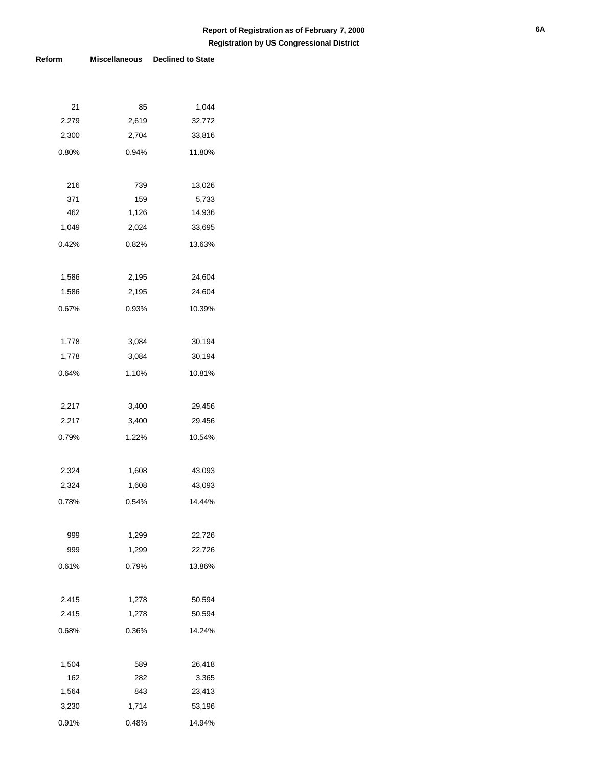**Report of Registration as of February 7, 2000**

**Registration by US Congressional District**

| Reform | Miscellaneous | Declined to State |
|---|---|---|
| 21 | 85 | 1,044 |
| 2,279 | 2,619 | 32,772 |
| 2,300 | 2,704 | 33,816 |
| 0.80% | 0.94% | 11.80% |
| | | |
| 216 | 739 | 13,026 |
| 371 | 159 | 5,733 |
| 462 | 1,126 | 14,936 |
| 1,049 | 2,024 | 33,695 |
| 0.42% | 0.82% | 13.63% |
| | | |
| 1,586 | 2,195 | 24,604 |
| 1,586 | 2,195 | 24,604 |
| 0.67% | 0.93% | 10.39% |
| | | |
| 1,778 | 3,084 | 30,194 |
| 1,778 | 3,084 | 30,194 |
| 0.64% | 1.10% | 10.81% |
| | | |
| 2,217 | 3,400 | 29,456 |
| 2,217 | 3,400 | 29,456 |
| 0.79% | 1.22% | 10.54% |
| | | |
| 2,324 | 1,608 | 43,093 |
| 2,324 | 1,608 | 43,093 |
| 0.78% | 0.54% | 14.44% |
| | | |
| 999 | 1,299 | 22,726 |
| 999 | 1,299 | 22,726 |
| 0.61% | 0.79% | 13.86% |
| | | |
| 2,415 | 1,278 | 50,594 |
| 2,415 | 1,278 | 50,594 |
| 0.68% | 0.36% | 14.24% |
| | | |
| 1,504 | 589 | 26,418 |
| 162 | 282 | 3,365 |
| 1,564 | 843 | 23,413 |
| 3,230 | 1,714 | 53,196 |
| 0.91% | 0.48% | 14.94% |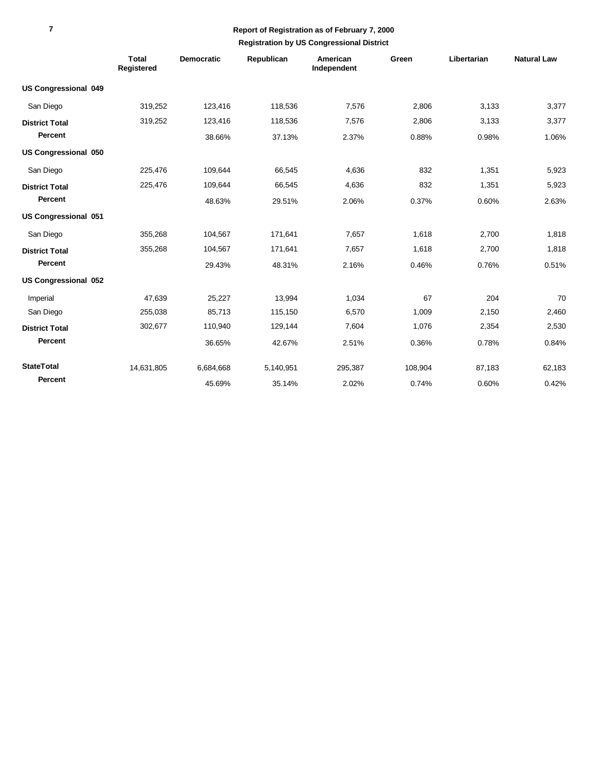**Report of Registration as of February 7, 2000**

**Registration by US Congressional District**

| | Total Registered | Democratic | Republican | American Independent | Green | Libertarian | Natural Law |
|---|---|---|---|---|---|---|---|
| **US Congressional 049** | | | | | | | |
| San Diego | 319,252 | 123,416 | 118,536 | 7,576 | 2,806 | 3,133 | 3,377 |
| **District Total** | 319,252 | 123,416 | 118,536 | 7,576 | 2,806 | 3,133 | 3,377 |
| **Percent** | | 38.66% | 37.13% | 2.37% | 0.88% | 0.98% | 1.06% |
| **US Congressional 050** | | | | | | | |
| San Diego | 225,476 | 109,644 | 66,545 | 4,636 | 832 | 1,351 | 5,923 |
| **District Total** | 225,476 | 109,644 | 66,545 | 4,636 | 832 | 1,351 | 5,923 |
| **Percent** | | 48.63% | 29.51% | 2.06% | 0.37% | 0.60% | 2.63% |
| **US Congressional 051** | | | | | | | |
| San Diego | 355,268 | 104,567 | 171,641 | 7,657 | 1,618 | 2,700 | 1,818 |
| **District Total** | 355,268 | 104,567 | 171,641 | 7,657 | 1,618 | 2,700 | 1,818 |
| **Percent** | | 29.43% | 48.31% | 2.16% | 0.46% | 0.76% | 0.51% |
| **US Congressional 052** | | | | | | | |
| Imperial | 47,639 | 25,227 | 13,994 | 1,034 | 67 | 204 | 70 |
| San Diego | 255,038 | 85,713 | 115,150 | 6,570 | 1,009 | 2,150 | 2,460 |
| **District Total** | 302,677 | 110,940 | 129,144 | 7,604 | 1,076 | 2,354 | 2,530 |
| **Percent** | | 36.65% | 42.67% | 2.51% | 0.36% | 0.78% | 0.84% |
| **StateTotal** | 14,631,805 | 6,684,668 | 5,140,951 | 295,387 | 108,904 | 87,183 | 62,183 |
| **Percent** | | 45.69% | 35.14% | 2.02% | 0.74% | 0.60% | 0.42% |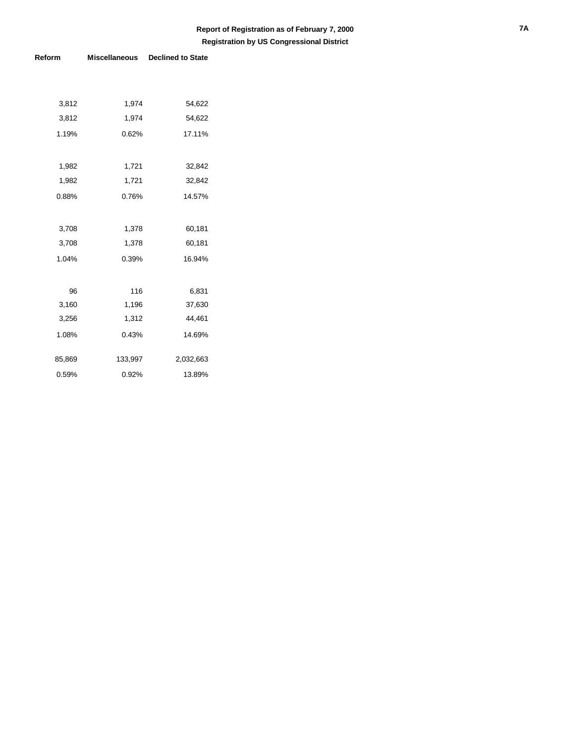**Report of Registration as of February 7, 2000**

**Registration by US Congressional District**

| Reform | Miscellaneous | Declined to State |
|---|---|---|
| 3,812 | 1,974 | 54,622 |
| 3,812 | 1,974 | 54,622 |
| 1.19% | 0.62% | 17.11% |
| 1,982 | 1,721 | 32,842 |
| 1,982 | 1,721 | 32,842 |
| 0.88% | 0.76% | 14.57% |
| 3,708 | 1,378 | 60,181 |
| 3,708 | 1,378 | 60,181 |
| 1.04% | 0.39% | 16.94% |
| 96 | 116 | 6,831 |
| 3,160 | 1,196 | 37,630 |
| 3,256 | 1,312 | 44,461 |
| 1.08% | 0.43% | 14.69% |
| 85,869 | 133,997 | 2,032,663 |
| 0.59% | 0.92% | 13.89% |